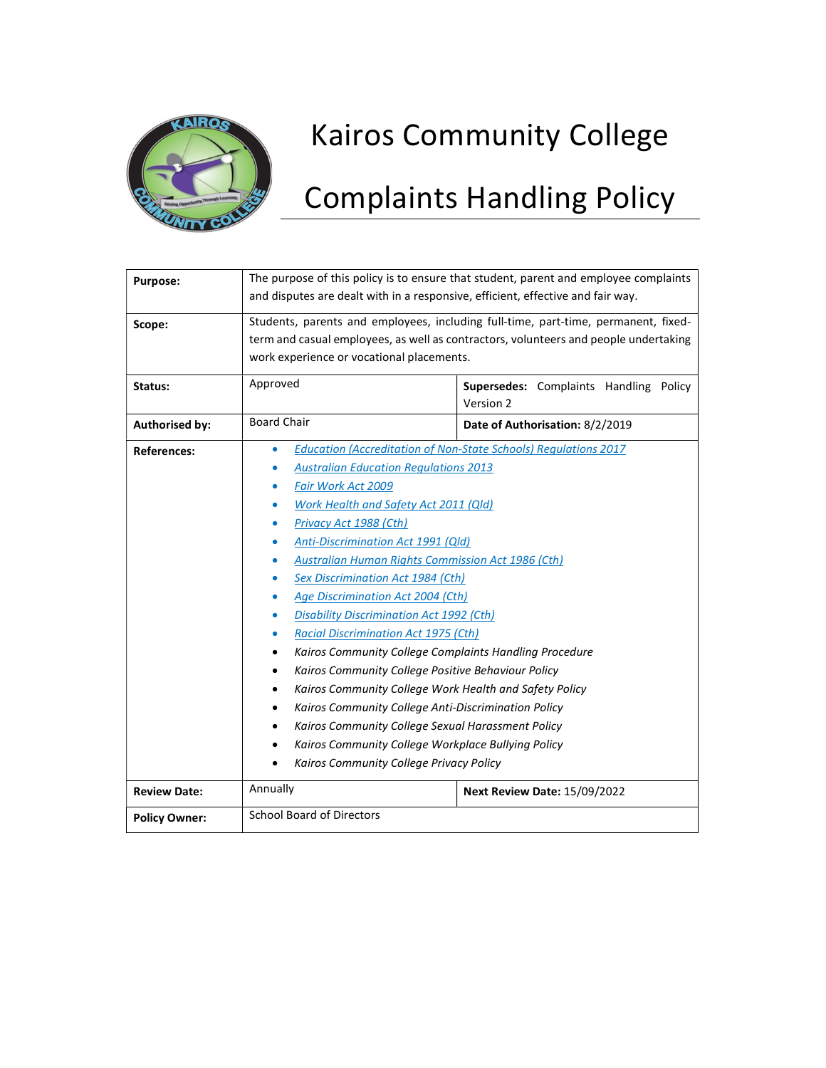# Kairos Community College

# Complaints Handling Policy

| | | |
|---|---|---|
| **Purpose:** | The purpose of this policy is to ensure that student, parent and employee complaints and disputes are dealt with in a responsive, efficient, effective and fair way. | |
| **Scope:** | Students, parents and employees, including full-time, part-time, permanent, fixed-term and casual employees, as well as contractors, volunteers and people undertaking work experience or vocational placements. | |
| **Status:** | Approved | **Supersedes:** Complaints Handling Policy Version 2 |
| **Authorised by:** | Board Chair | **Date of Authorisation:** 8/2/2019 |
| **References:** | • *Education (Accreditation of Non-State Schools) Regulations 2017*<br>• *Australian Education Regulations 2013*<br>• *Fair Work Act 2009*<br>• *Work Health and Safety Act 2011 (Qld)*<br>• *Privacy Act 1988 (Cth)*<br>• *Anti-Discrimination Act 1991 (Qld)*<br>• *Australian Human Rights Commission Act 1986 (Cth)*<br>• *Sex Discrimination Act 1984 (Cth)*<br>• *Age Discrimination Act 2004 (Cth)*<br>• *Disability Discrimination Act 1992 (Cth)*<br>• *Racial Discrimination Act 1975 (Cth)*<br>• *Kairos Community College Complaints Handling Procedure*<br>• *Kairos Community College Positive Behaviour Policy*<br>• *Kairos Community College Work Health and Safety Policy*<br>• *Kairos Community College Anti-Discrimination Policy*<br>• *Kairos Community College Sexual Harassment Policy*<br>• *Kairos Community College Workplace Bullying Policy*<br>• *Kairos Community College Privacy Policy* | |
| **Review Date:** | Annually | **Next Review Date:** 15/09/2022 |
| **Policy Owner:** | School Board of Directors | |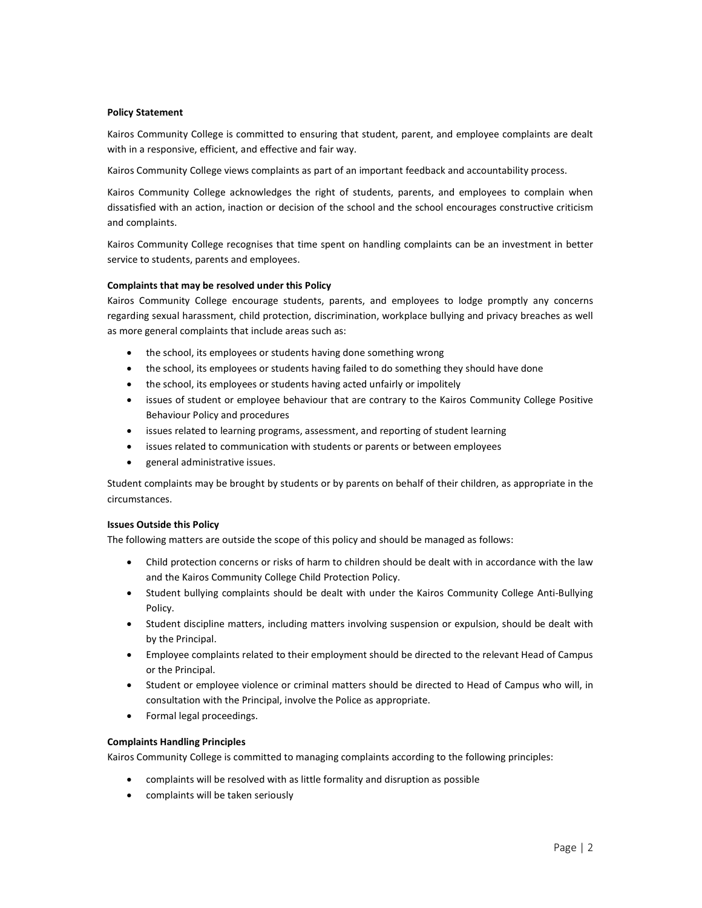**Policy Statement**

Kairos Community College is committed to ensuring that student, parent, and employee complaints are dealt with in a responsive, efficient, and effective and fair way.

Kairos Community College views complaints as part of an important feedback and accountability process.

Kairos Community College acknowledges the right of students, parents, and employees to complain when dissatisfied with an action, inaction or decision of the school and the school encourages constructive criticism and complaints.

Kairos Community College recognises that time spent on handling complaints can be an investment in better service to students, parents and employees.

**Complaints that may be resolved under this Policy**

Kairos Community College encourage students, parents, and employees to lodge promptly any concerns regarding sexual harassment, child protection, discrimination, workplace bullying and privacy breaches as well as more general complaints that include areas such as:

- the school, its employees or students having done something wrong
- the school, its employees or students having failed to do something they should have done
- the school, its employees or students having acted unfairly or impolitely
- issues of student or employee behaviour that are contrary to the Kairos Community College Positive Behaviour Policy and procedures
- issues related to learning programs, assessment, and reporting of student learning
- issues related to communication with students or parents or between employees
- general administrative issues.

Student complaints may be brought by students or by parents on behalf of their children, as appropriate in the circumstances.

**Issues Outside this Policy**

The following matters are outside the scope of this policy and should be managed as follows:

- Child protection concerns or risks of harm to children should be dealt with in accordance with the law and the Kairos Community College Child Protection Policy.
- Student bullying complaints should be dealt with under the Kairos Community College Anti-Bullying Policy.
- Student discipline matters, including matters involving suspension or expulsion, should be dealt with by the Principal.
- Employee complaints related to their employment should be directed to the relevant Head of Campus or the Principal.
- Student or employee violence or criminal matters should be directed to Head of Campus who will, in consultation with the Principal, involve the Police as appropriate.
- Formal legal proceedings.

**Complaints Handling Principles**

Kairos Community College is committed to managing complaints according to the following principles:

- complaints will be resolved with as little formality and disruption as possible
- complaints will be taken seriously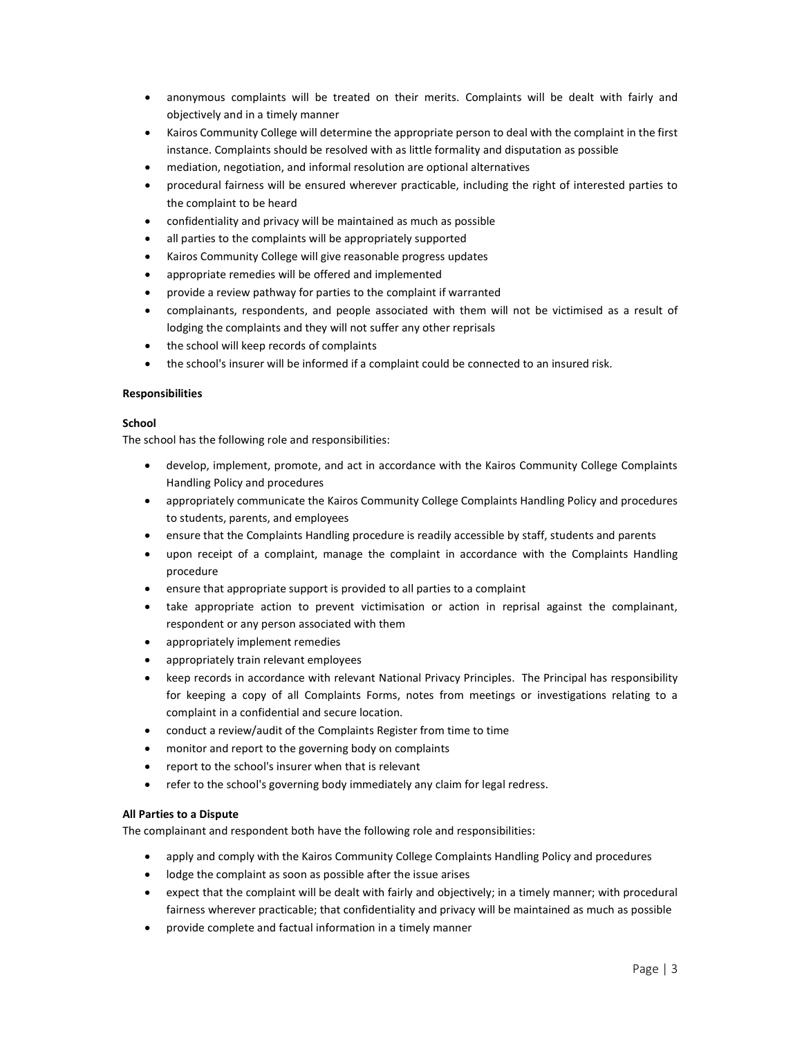- anonymous complaints will be treated on their merits. Complaints will be dealt with fairly and objectively and in a timely manner
- Kairos Community College will determine the appropriate person to deal with the complaint in the first instance. Complaints should be resolved with as little formality and disputation as possible
- mediation, negotiation, and informal resolution are optional alternatives
- procedural fairness will be ensured wherever practicable, including the right of interested parties to the complaint to be heard
- confidentiality and privacy will be maintained as much as possible
- all parties to the complaints will be appropriately supported
- Kairos Community College will give reasonable progress updates
- appropriate remedies will be offered and implemented
- provide a review pathway for parties to the complaint if warranted
- complainants, respondents, and people associated with them will not be victimised as a result of lodging the complaints and they will not suffer any other reprisals
- the school will keep records of complaints
- the school's insurer will be informed if a complaint could be connected to an insured risk.

**Responsibilities**

**School**

The school has the following role and responsibilities:

- develop, implement, promote, and act in accordance with the Kairos Community College Complaints Handling Policy and procedures
- appropriately communicate the Kairos Community College Complaints Handling Policy and procedures to students, parents, and employees
- ensure that the Complaints Handling procedure is readily accessible by staff, students and parents
- upon receipt of a complaint, manage the complaint in accordance with the Complaints Handling procedure
- ensure that appropriate support is provided to all parties to a complaint
- take appropriate action to prevent victimisation or action in reprisal against the complainant, respondent or any person associated with them
- appropriately implement remedies
- appropriately train relevant employees
- keep records in accordance with relevant National Privacy Principles. The Principal has responsibility for keeping a copy of all Complaints Forms, notes from meetings or investigations relating to a complaint in a confidential and secure location.
- conduct a review/audit of the Complaints Register from time to time
- monitor and report to the governing body on complaints
- report to the school's insurer when that is relevant
- refer to the school's governing body immediately any claim for legal redress.

**All Parties to a Dispute**

The complainant and respondent both have the following role and responsibilities:

- apply and comply with the Kairos Community College Complaints Handling Policy and procedures
- lodge the complaint as soon as possible after the issue arises
- expect that the complaint will be dealt with fairly and objectively; in a timely manner; with procedural fairness wherever practicable; that confidentiality and privacy will be maintained as much as possible
- provide complete and factual information in a timely manner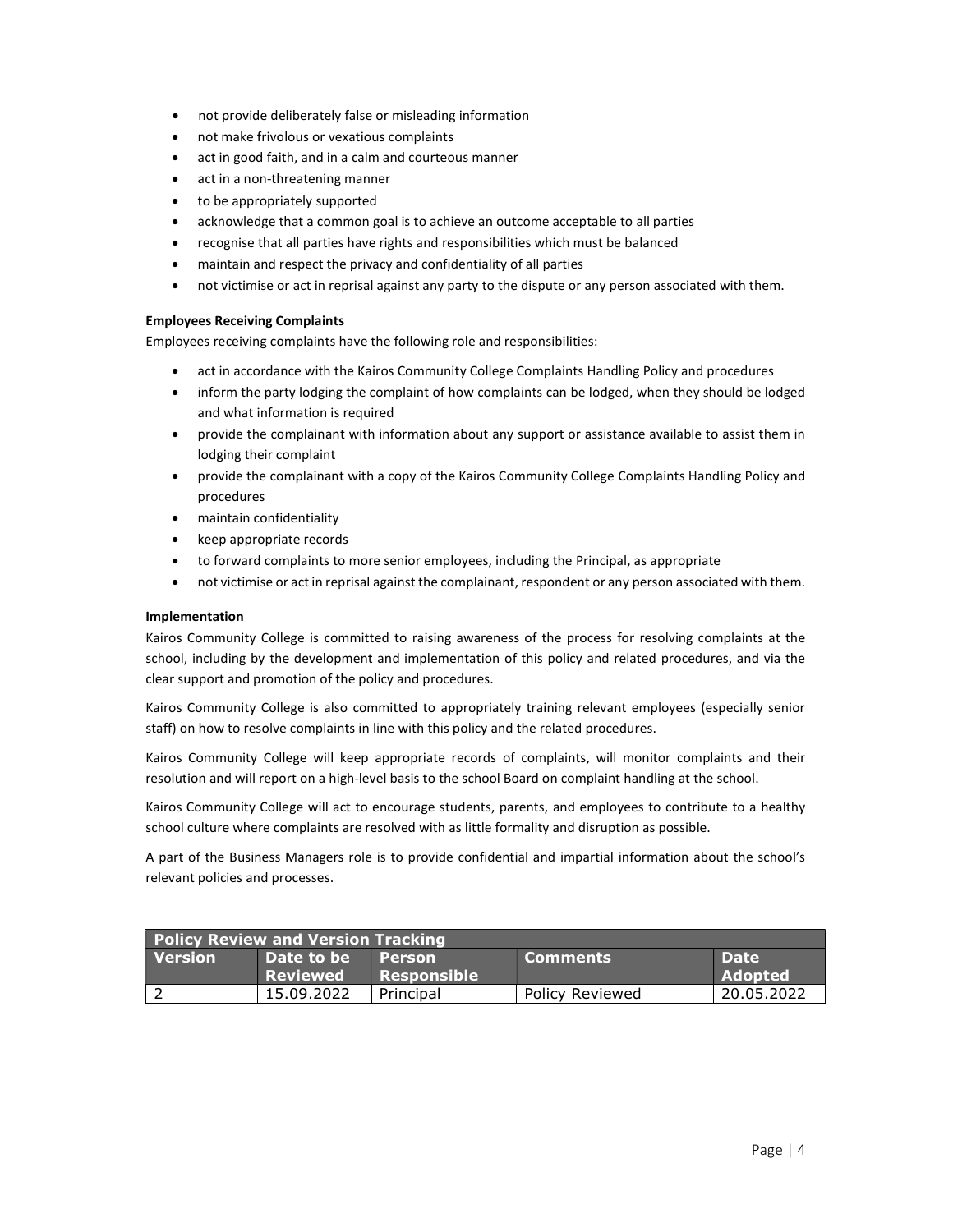- not provide deliberately false or misleading information
- not make frivolous or vexatious complaints
- act in good faith, and in a calm and courteous manner
- act in a non-threatening manner
- to be appropriately supported
- acknowledge that a common goal is to achieve an outcome acceptable to all parties
- recognise that all parties have rights and responsibilities which must be balanced
- maintain and respect the privacy and confidentiality of all parties
- not victimise or act in reprisal against any party to the dispute or any person associated with them.

**Employees Receiving Complaints**

Employees receiving complaints have the following role and responsibilities:

- act in accordance with the Kairos Community College Complaints Handling Policy and procedures
- inform the party lodging the complaint of how complaints can be lodged, when they should be lodged and what information is required
- provide the complainant with information about any support or assistance available to assist them in lodging their complaint
- provide the complainant with a copy of the Kairos Community College Complaints Handling Policy and procedures
- maintain confidentiality
- keep appropriate records
- to forward complaints to more senior employees, including the Principal, as appropriate
- not victimise or act in reprisal against the complainant, respondent or any person associated with them.

**Implementation**

Kairos Community College is committed to raising awareness of the process for resolving complaints at the school, including by the development and implementation of this policy and related procedures, and via the clear support and promotion of the policy and procedures.

Kairos Community College is also committed to appropriately training relevant employees (especially senior staff) on how to resolve complaints in line with this policy and the related procedures.

Kairos Community College will keep appropriate records of complaints, will monitor complaints and their resolution and will report on a high-level basis to the school Board on complaint handling at the school.

Kairos Community College will act to encourage students, parents, and employees to contribute to a healthy school culture where complaints are resolved with as little formality and disruption as possible.

A part of the Business Managers role is to provide confidential and impartial information about the school's relevant policies and processes.

| Policy Review and Version Tracking | | | | |
|---|---|---|---|---|
| **Version** | **Date to be Reviewed** | **Person Responsible** | **Comments** | **Date Adopted** |
| 2 | 15.09.2022 | Principal | Policy Reviewed | 20.05.2022 |